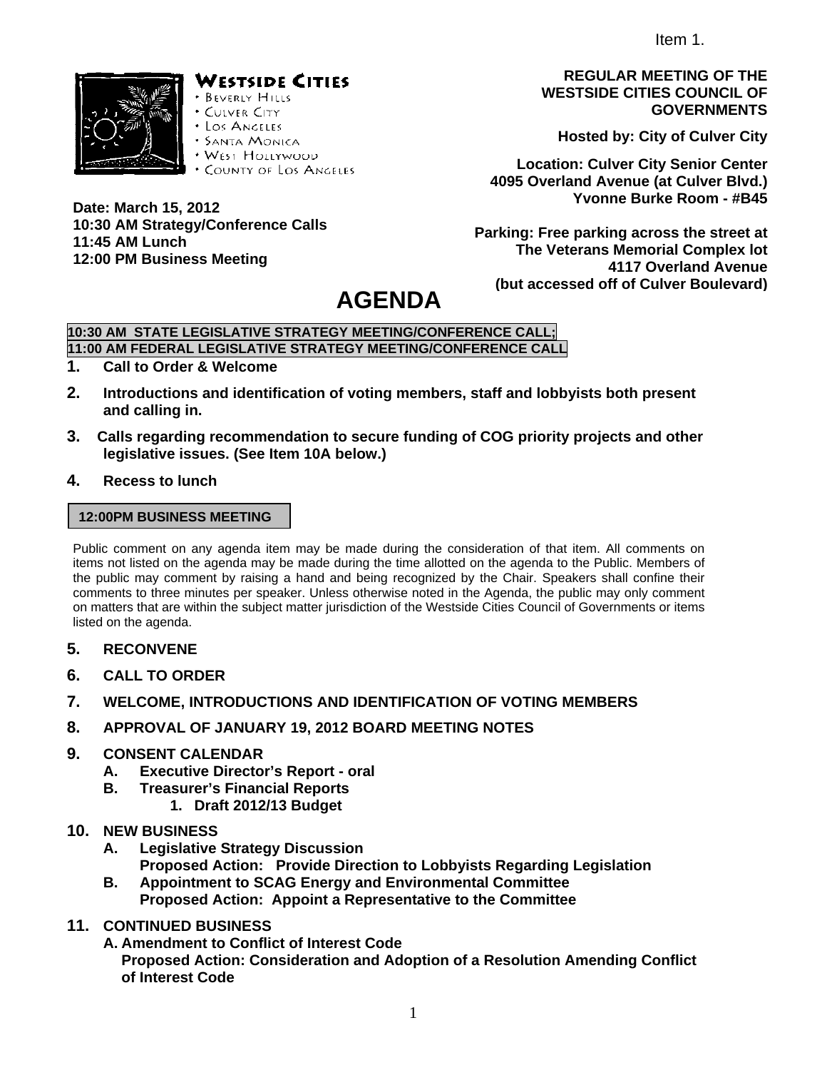Item 1.

**WESTSIDE CITIES**
- BEVERLY HILLS
- CULVER CITY
- LOS ANGELES
- SANTA MONICA
- WEST HOLLYWOOD
- COUNTY OF LOS ANGELES

**REGULAR MEETING OF THE WESTSIDE CITIES COUNCIL OF GOVERNMENTS**

**Hosted by: City of Culver City**

**Location: Culver City Senior Center 4095 Overland Avenue (at Culver Blvd.) Yvonne Burke Room - #B45**

**Date: March 15, 2012**
**10:30 AM Strategy/Conference Calls**
**11:45 AM Lunch**
**12:00 PM Business Meeting**

**Parking: Free parking across the street at The Veterans Memorial Complex lot 4117 Overland Avenue (but accessed off of Culver Boulevard)**

# AGENDA

**10:30 AM STATE LEGISLATIVE STRATEGY MEETING/CONFERENCE CALL;**
**11:00 AM FEDERAL LEGISLATIVE STRATEGY MEETING/CONFERENCE CALL**

1. **Call to Order & Welcome**
2. **Introductions and identification of voting members, staff and lobbyists both present and calling in.**
3. **Calls regarding recommendation to secure funding of COG priority projects and other legislative issues. (See Item 10A below.)**
4. **Recess to lunch**

**12:00PM BUSINESS MEETING**

Public comment on any agenda item may be made during the consideration of that item. All comments on items not listed on the agenda may be made during the time allotted on the agenda to the Public. Members of the public may comment by raising a hand and being recognized by the Chair. Speakers shall confine their comments to three minutes per speaker. Unless otherwise noted in the Agenda, the public may only comment on matters that are within the subject matter jurisdiction of the Westside Cities Council of Governments or items listed on the agenda.

5. **RECONVENE**
6. **CALL TO ORDER**
7. **WELCOME, INTRODUCTIONS AND IDENTIFICATION OF VOTING MEMBERS**
8. **APPROVAL OF JANUARY 19, 2012 BOARD MEETING NOTES**
9. **CONSENT CALENDAR**
   - **A. Executive Director's Report - oral**
   - **B. Treasurer's Financial Reports**
     1. **Draft 2012/13 Budget**
10. **NEW BUSINESS**
    - **A. Legislative Strategy Discussion**
      **Proposed Action: Provide Direction to Lobbyists Regarding Legislation**
    - **B. Appointment to SCAG Energy and Environmental Committee**
      **Proposed Action: Appoint a Representative to the Committee**
11. **CONTINUED BUSINESS**
    - **A. Amendment to Conflict of Interest Code**
      **Proposed Action: Consideration and Adoption of a Resolution Amending Conflict of Interest Code**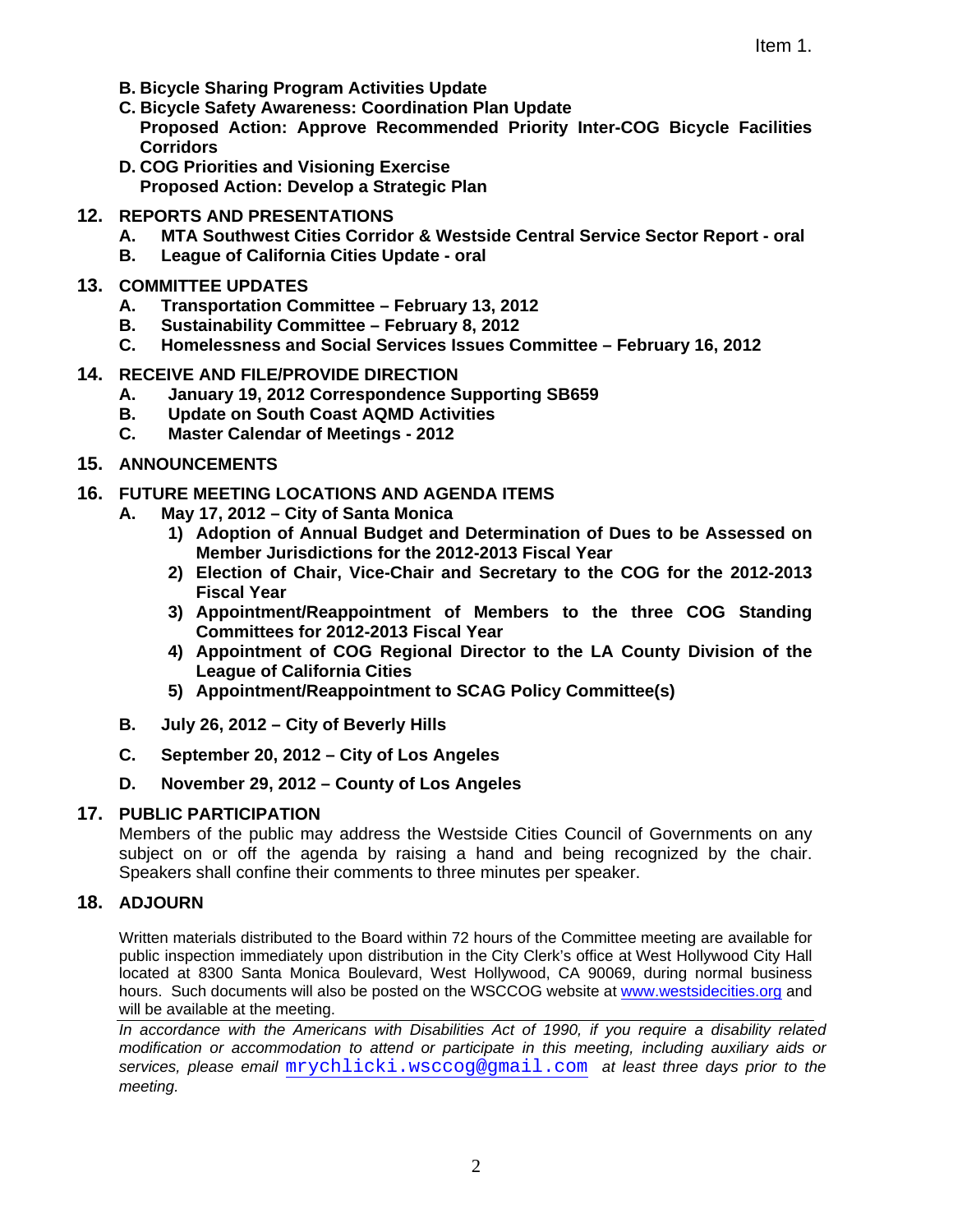**B. Bicycle Sharing Program Activities Update**

**C. Bicycle Safety Awareness: Coordination Plan Update**
**Proposed Action: Approve Recommended Priority Inter-COG Bicycle Facilities Corridors**

**D. COG Priorities and Visioning Exercise**
**Proposed Action: Develop a Strategic Plan**

**12. REPORTS AND PRESENTATIONS**

- **A. MTA Southwest Cities Corridor & Westside Central Service Sector Report - oral**
- **B. League of California Cities Update - oral**

**13. COMMITTEE UPDATES**

- **A. Transportation Committee – February 13, 2012**
- **B. Sustainability Committee – February 8, 2012**
- **C. Homelessness and Social Services Issues Committee – February 16, 2012**

**14. RECEIVE AND FILE/PROVIDE DIRECTION**

- **A. January 19, 2012 Correspondence Supporting SB659**
- **B. Update on South Coast AQMD Activities**
- **C. Master Calendar of Meetings - 2012**

**15. ANNOUNCEMENTS**

**16. FUTURE MEETING LOCATIONS AND AGENDA ITEMS**

- **A. May 17, 2012 – City of Santa Monica**
  1. **Adoption of Annual Budget and Determination of Dues to be Assessed on Member Jurisdictions for the 2012-2013 Fiscal Year**
  2. **Election of Chair, Vice-Chair and Secretary to the COG for the 2012-2013 Fiscal Year**
  3. **Appointment/Reappointment of Members to the three COG Standing Committees for 2012-2013 Fiscal Year**
  4. **Appointment of COG Regional Director to the LA County Division of the League of California Cities**
  5. **Appointment/Reappointment to SCAG Policy Committee(s)**
- **B. July 26, 2012 – City of Beverly Hills**
- **C. September 20, 2012 – City of Los Angeles**
- **D. November 29, 2012 – County of Los Angeles**

**17. PUBLIC PARTICIPATION**

Members of the public may address the Westside Cities Council of Governments on any subject on or off the agenda by raising a hand and being recognized by the chair. Speakers shall confine their comments to three minutes per speaker.

**18. ADJOURN**

Written materials distributed to the Board within 72 hours of the Committee meeting are available for public inspection immediately upon distribution in the City Clerk's office at West Hollywood City Hall located at 8300 Santa Monica Boulevard, West Hollywood, CA 90069, during normal business hours. Such documents will also be posted on the WSCCOG website at www.westsidecities.org and will be available at the meeting.

*In accordance with the Americans with Disabilities Act of 1990, if you require a disability related modification or accommodation to attend or participate in this meeting, including auxiliary aids or services, please email* mrychlicki.wsccog@gmail.com *at least three days prior to the meeting.*